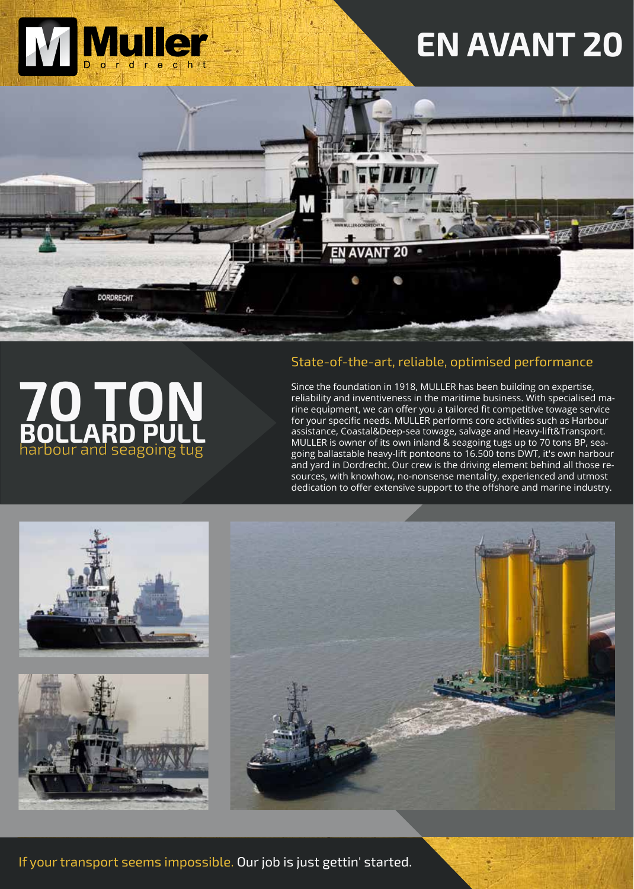Muller Dordrecht

# EN AVANT 20

# 70 TON BOLLARD PULL

harbour and seagoing tug

## State-of-the-art, reliable, optimised performance

Since the foundation in 1918, MULLER has been building on expertise, reliability and inventiveness in the maritime business. With specialised marine equipment, we can offer you a tailored fit competitive towage service for your specific needs. MULLER performs core activities such as Harbour assistance, Coastal&Deep-sea towage, salvage and Heavy-lift&Transport. MULLER is owner of its own inland & seagoing tugs up to 70 tons BP, seagoing ballastable heavy-lift pontoons to 16.500 tons DWT, it's own harbour and yard in Dordrecht. Our crew is the driving element behind all those resources, with knowhow, no-nonsense mentality, experienced and utmost dedication to offer extensive support to the offshore and marine industry.

If your transport seems impossible. Our job is just gettin' started.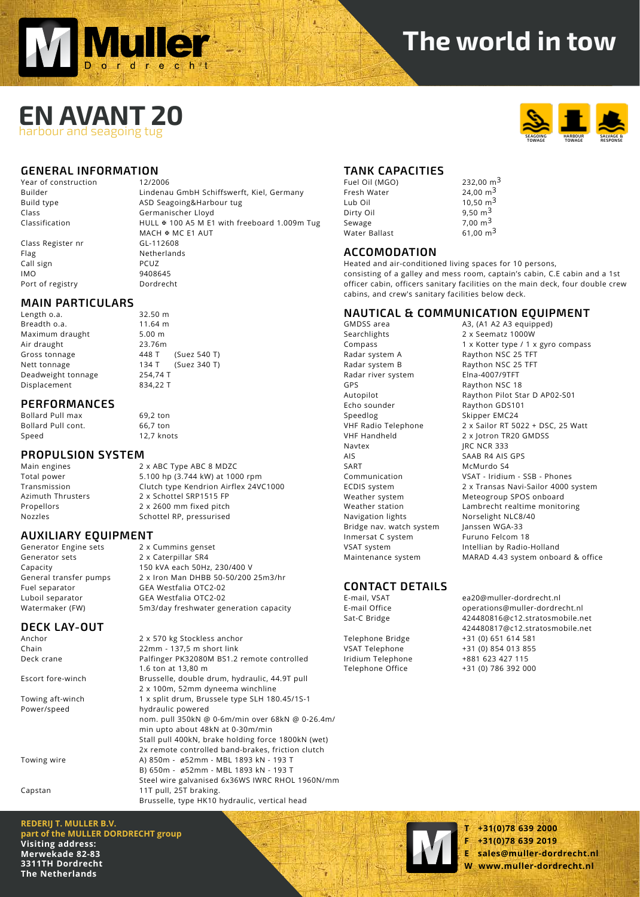Muller Dordrecht

# The world in tow

# EN AVANT 20

harbour and seagoing tug

SEAGOING TOWAGE · HARBOUR TOWAGE · SALVAGE & RESPONSE

## GENERAL INFORMATION

| | |
|---|---|
| Year of construction | 12/2006 |
| Builder | Lindenau GmbH Schiffswerft, Kiel, Germany |
| Build type | ASD Seagoing&Harbour tug |
| Class | Germanischer Lloyd |
| Classification | HULL ✠ 100 A5 M E1 with freeboard 1.009m Tug MACH ✠ MC E1 AUT |
| Class Register nr | GL-112608 |
| Flag | Netherlands |
| Call sign | PCUZ |
| IMO | 9408645 |
| Port of registry | Dordrecht |

## MAIN PARTICULARS

| | |
|---|---|
| Length o.a. | 32.50 m |
| Breadth o.a. | 11.64 m |
| Maximum draught | 5.00 m |
| Air draught | 23.76m |
| Gross tonnage | 448 T (Suez 540 T) |
| Nett tonnage | 134 T (Suez 340 T) |
| Deadweight tonnage | 254,74 T |
| Displacement | 834,22 T |

## PERFORMANCES

| | |
|---|---|
| Bollard Pull max | 69,2 ton |
| Bollard Pull cont. | 66,7 ton |
| Speed | 12,7 knots |

## PROPULSION SYSTEM

| | |
|---|---|
| Main engines | 2 x ABC Type ABC 8 MDZC |
| Total power | 5.100 hp (3.744 kW) at 1000 rpm |
| Transmission | Clutch type Kendrion Airflex 24VC1000 |
| Azimuth Thrusters | 2 x Schottel SRP1515 FP |
| Propellors | 2 x 2600 mm fixed pitch |
| Nozzles | Schottel RP, pressurised |

## AUXILIARY EQUIPMENT

| | |
|---|---|
| Generator Engine sets | 2 x Cummins genset |
| Generator sets | 2 x Caterpillar SR4 |
| Capacity | 150 kVA each 50Hz, 230/400 V |
| General transfer pumps | 2 x Iron Man DHBB 50-50/200 25m3/hr |
| Fuel separator | GEA Westfalia OTC2-02 |
| Luboil separator | GEA Westfalia OTC2-02 |
| Watermaker (FW) | 5m3/day freshwater generation capacity |

## DECK LAY-OUT

| | |
|---|---|
| Anchor | 2 x 570 kg Stockless anchor |
| Chain | 22mm - 137,5 m short link |
| Deck crane | Palfinger PK32080M BS1.2 remote controlled 1.6 ton at 13,80 m |
| Escort fore-winch | Brusselle, double drum, hydraulic, 44.9T pull 2 x 100m, 52mm dyneema winchline |
| Towing aft-winch | 1 x split drum, Brussele type SLH 180.45/1S-1 |
| Power/speed | hydraulic powered nom. pull 350kN @ 0-6m/min over 68kN @ 0-26.4m/min upto about 48kN at 0-30m/min Stall pull 400kN, brake holding force 1800kN (wet) 2x remote controlled band-brakes, friction clutch |
| Towing wire | A) 850m - ø52mm - MBL 1893 kN - 193 T B) 650m - ø52mm - MBL 1893 kN - 193 T Steel wire galvanised 6x36WS IWRC RHOL 1960N/mm 11T pull, 25T braking. |
| Capstan | Brusselle, type HK10 hydraulic, vertical head |

## TANK CAPACITIES

| | |
|---|---|
| Fuel Oil (MGO) | 232,00 $m^3$ |
| Fresh Water | 24,00 $m^3$ |
| Lub Oil | 10,50 $m^3$ |
| Dirty Oil | 9,50 $m^3$ |
| Sewage | 7,00 $m^3$ |
| Water Ballast | 61,00 $m^3$ |

## ACCOMODATION

Heated and air-conditioned living spaces for 10 persons, consisting of a galley and mess room, captain's cabin, C.E cabin and a 1st officer cabin, officers sanitary facilities on the main deck, four double crew cabins, and crew's sanitary facilities below deck.

## NAUTICAL & COMMUNICATION EQUIPMENT

| | |
|---|---|
| GMDSS area | A3, (A1 A2 A3 equipped) |
| Searchlights | 2 x Seematz 1000W |
| Compass | 1 x Kotter type / 1 x gyro compass |
| Radar system A | Raython NSC 25 TFT |
| Radar system B | Raython NSC 25 TFT |
| Radar river system | Elna-4007/9TFT |
| GPS | Raython NSC 18 |
| Autopilot | Raython Pilot Star D AP02-S01 |
| Echo sounder | Raython GDS101 |
| Speedlog | Skipper EMC24 |
| VHF Radio Telephone | 2 x Sailor RT 5022 + DSC, 25 Watt |
| VHF Handheld | 2 x Jotron TR20 GMDSS |
| Navtex | JRC NCR 333 |
| AIS | SAAB R4 AIS GPS |
| SART | McMurdo S4 |
| Communication | VSAT - Iridium - SSB - Phones |
| ECDIS system | 2 x Transas Navi-Sailor 4000 system |
| Weather system | Meteogroup SPOS onboard |
| Weather station | Lambrecht realtime monitoring |
| Navigation lights | Norselight NLC8/40 |
| Bridge nav. watch system | Janssen WGA-33 |
| Inmersat C system | Furuno Felcom 18 |
| VSAT system | Intellian by Radio-Holland |
| Maintenance system | MARAD 4.43 system onboard & office |

## CONTACT DETAILS

| | |
|---|---|
| E-mail, VSAT | ea20@muller-dordrecht.nl |
| E-mail Office | operations@muller-dordrecht.nl |
| Sat-C Bridge | 424480816@c12.stratosmobile.net 424480817@c12.stratosmobile.net |
| Telephone Bridge | +31 (0) 651 614 581 |
| VSAT Telephone | +31 (0) 854 013 855 |
| Iridium Telephone | +881 623 427 115 |
| Telephone Office | +31 (0) 786 392 000 |

**REDERIJ T. MULLER B.V.**
**part of the MULLER DORDRECHT group**
**Visiting address:**
**Merwekade 82-83**
**3311TH Dordrecht**
**The Netherlands**

**T +31(0)78 639 2000**
**F +31(0)78 639 2019**
**E sales@muller-dordrecht.nl**
**W www.muller-dordrecht.nl**